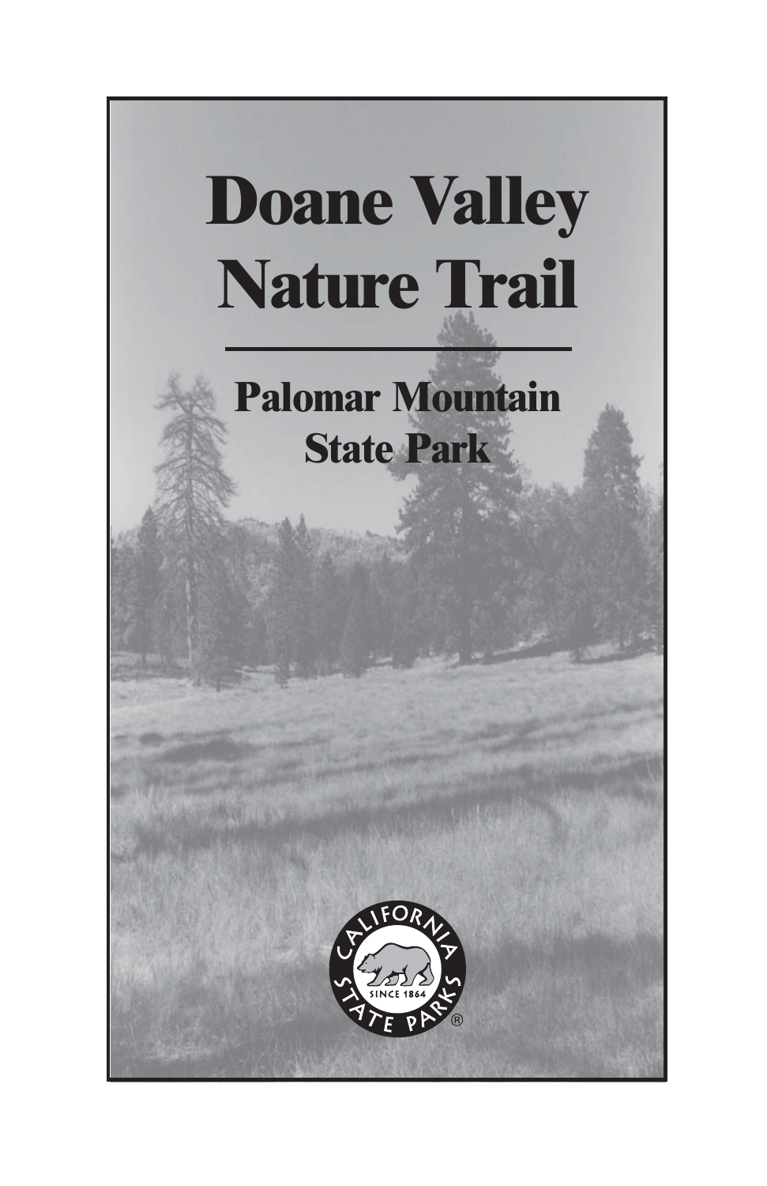# Doane Valley Nature Trail

## Palomar Mountain State Park

CALIFORNIA STATE PARKS SINCE 1864 ®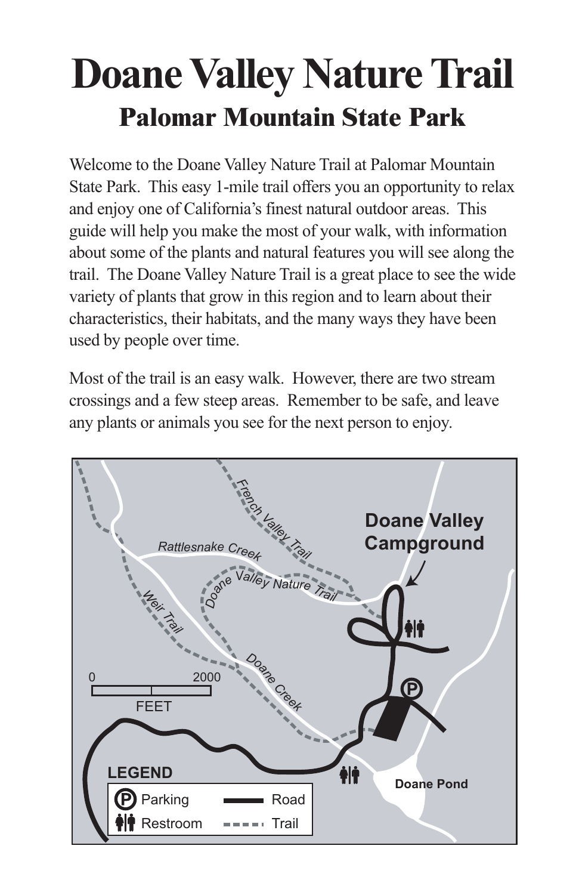# Doane Valley Nature Trail

## Palomar Mountain State Park

Welcome to the Doane Valley Nature Trail at Palomar Mountain State Park. This easy 1-mile trail offers you an opportunity to relax and enjoy one of California's finest natural outdoor areas. This guide will help you make the most of your walk, with information about some of the plants and natural features you will see along the trail. The Doane Valley Nature Trail is a great place to see the wide variety of plants that grow in this region and to learn about their characteristics, their habitats, and the many ways they have been used by people over time.

Most of the trail is an easy walk. However, there are two stream crossings and a few steep areas. Remember to be safe, and leave any plants or animals you see for the next person to enjoy.

French Valley Trail

Doane Valley Campground

Rattlesnake Creek

Doane Valley Nature Trail

Weir Trail

Doane Creek

0 2000

FEET

Doane Pond

**LEGEND**

| | | | |
|---|---|---|---|
| P | Parking | | Road |
| | Restroom | | Trail |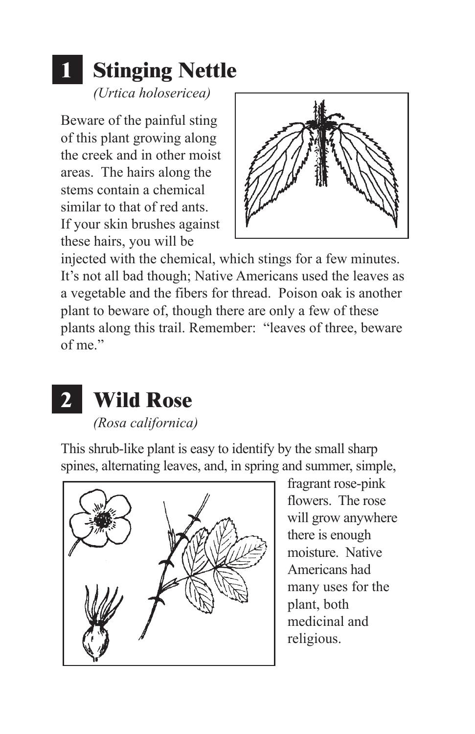## 1 Stinging Nettle

*(Urtica holosericea)*

Beware of the painful sting of this plant growing along the creek and in other moist areas. The hairs along the stems contain a chemical similar to that of red ants. If your skin brushes against these hairs, you will be injected with the chemical, which stings for a few minutes. It's not all bad though; Native Americans used the leaves as a vegetable and the fibers for thread. Poison oak is another plant to beware of, though there are only a few of these plants along this trail. Remember: "leaves of three, beware of me."

## 2 Wild Rose

*(Rosa californica)*

This shrub-like plant is easy to identify by the small sharp spines, alternating leaves, and, in spring and summer, simple, fragrant rose-pink flowers. The rose will grow anywhere there is enough moisture. Native Americans had many uses for the plant, both medicinal and religious.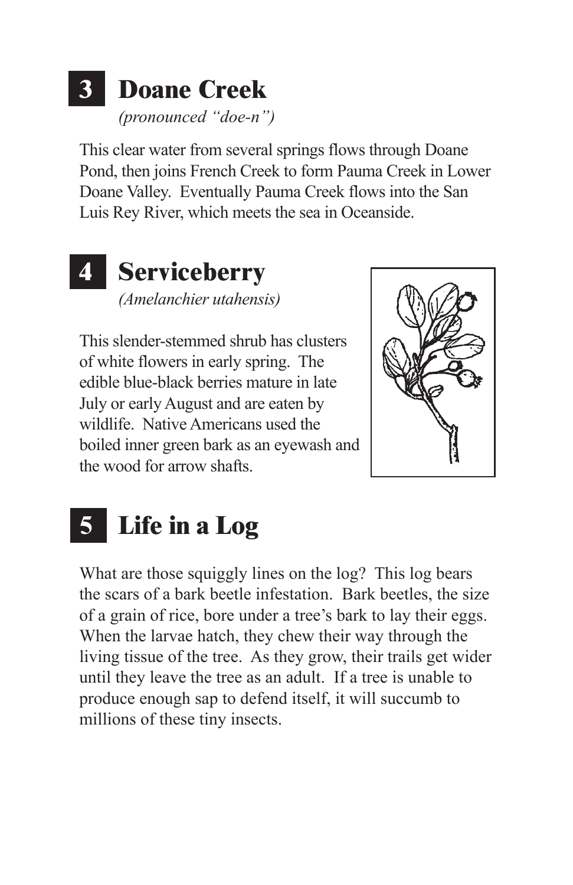## 3 Doane Creek

*(pronounced "doe-n")*

This clear water from several springs flows through Doane Pond, then joins French Creek to form Pauma Creek in Lower Doane Valley. Eventually Pauma Creek flows into the San Luis Rey River, which meets the sea in Oceanside.

## 4 Serviceberry

*(Amelanchier utahensis)*

This slender-stemmed shrub has clusters of white flowers in early spring. The edible blue-black berries mature in late July or early August and are eaten by wildlife. Native Americans used the boiled inner green bark as an eyewash and the wood for arrow shafts.

## 5 Life in a Log

What are those squiggly lines on the log? This log bears the scars of a bark beetle infestation. Bark beetles, the size of a grain of rice, bore under a tree's bark to lay their eggs. When the larvae hatch, they chew their way through the living tissue of the tree. As they grow, their trails get wider until they leave the tree as an adult. If a tree is unable to produce enough sap to defend itself, it will succumb to millions of these tiny insects.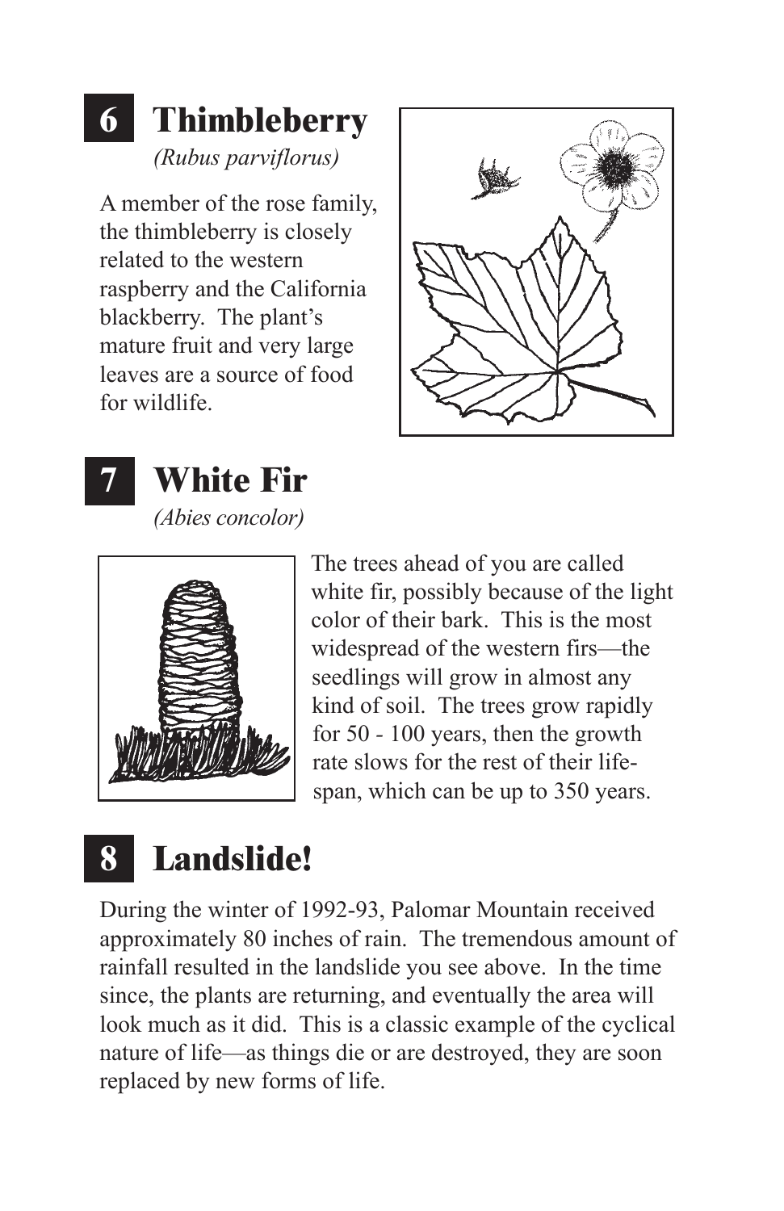## 6 Thimbleberry

*(Rubus parviflorus)*

A member of the rose family, the thimbleberry is closely related to the western raspberry and the California blackberry. The plant's mature fruit and very large leaves are a source of food for wildlife.

## 7 White Fir

*(Abies concolor)*

The trees ahead of you are called white fir, possibly because of the light color of their bark. This is the most widespread of the western firs—the seedlings will grow in almost any kind of soil. The trees grow rapidly for 50 - 100 years, then the growth rate slows for the rest of their life-span, which can be up to 350 years.

## 8 Landslide!

During the winter of 1992-93, Palomar Mountain received approximately 80 inches of rain. The tremendous amount of rainfall resulted in the landslide you see above. In the time since, the plants are returning, and eventually the area will look much as it did. This is a classic example of the cyclical nature of life—as things die or are destroyed, they are soon replaced by new forms of life.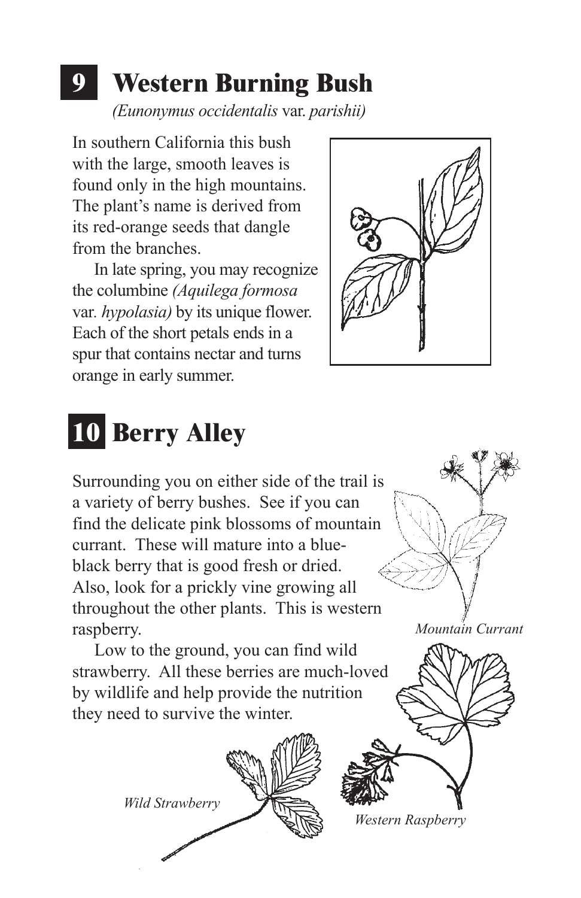## 9 Western Burning Bush

*(Eunonymus occidentalis* var. *parishii)*

In southern California this bush with the large, smooth leaves is found only in the high mountains. The plant's name is derived from its red-orange seeds that dangle from the branches.

In late spring, you may recognize the columbine *(Aquilega formosa* var. *hypolasia)* by its unique flower. Each of the short petals ends in a spur that contains nectar and turns orange in early summer.

## 10 Berry Alley

Surrounding you on either side of the trail is a variety of berry bushes. See if you can find the delicate pink blossoms of mountain currant. These will mature into a blue-black berry that is good fresh or dried. Also, look for a prickly vine growing all throughout the other plants. This is western raspberry.

Low to the ground, you can find wild strawberry. All these berries are much-loved by wildlife and help provide the nutrition they need to survive the winter.

*Mountain Currant*

*Western Raspberry*

*Wild Strawberry*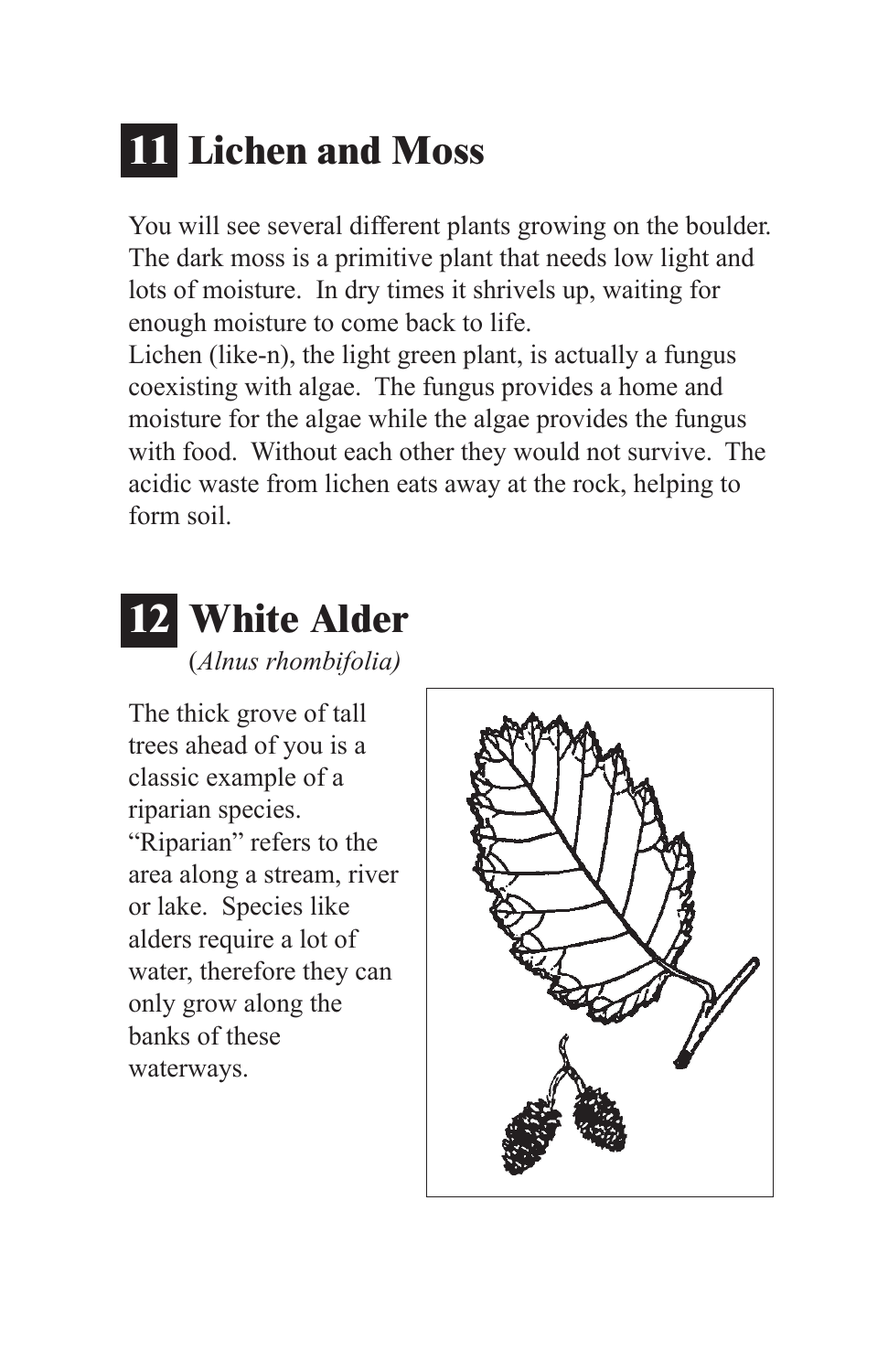## 11 Lichen and Moss

You will see several different plants growing on the boulder. The dark moss is a primitive plant that needs low light and lots of moisture. In dry times it shrivels up, waiting for enough moisture to come back to life.

Lichen (like-n), the light green plant, is actually a fungus coexisting with algae. The fungus provides a home and moisture for the algae while the algae provides the fungus with food. Without each other they would not survive. The acidic waste from lichen eats away at the rock, helping to form soil.

## 12 White Alder

(*Alnus rhombifolia)*

The thick grove of tall trees ahead of you is a classic example of a riparian species. "Riparian" refers to the area along a stream, river or lake. Species like alders require a lot of water, therefore they can only grow along the banks of these waterways.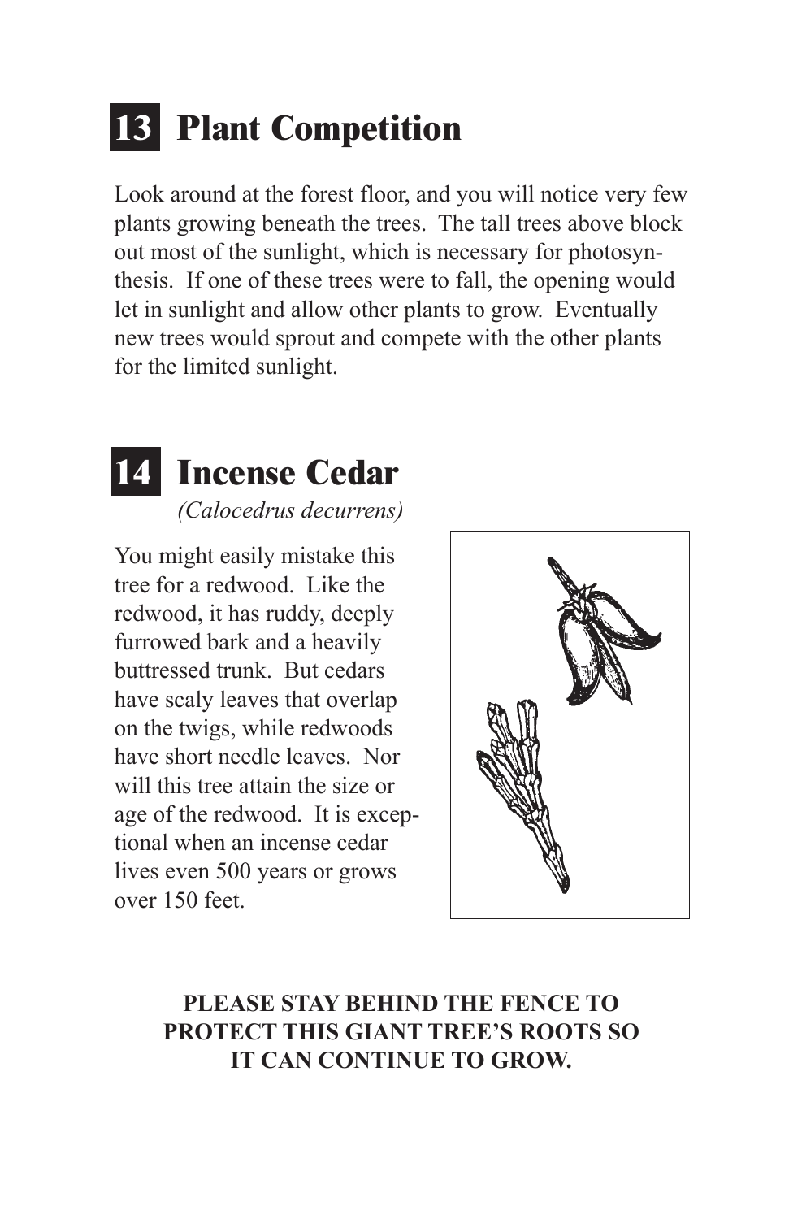## 13 Plant Competition

Look around at the forest floor, and you will notice very few plants growing beneath the trees. The tall trees above block out most of the sunlight, which is necessary for photosynthesis. If one of these trees were to fall, the opening would let in sunlight and allow other plants to grow. Eventually new trees would sprout and compete with the other plants for the limited sunlight.

## 14 Incense Cedar

*(Calocedrus decurrens)*

You might easily mistake this tree for a redwood. Like the redwood, it has ruddy, deeply furrowed bark and a heavily buttressed trunk. But cedars have scaly leaves that overlap on the twigs, while redwoods have short needle leaves. Nor will this tree attain the size or age of the redwood. It is exceptional when an incense cedar lives even 500 years or grows over 150 feet.

**PLEASE STAY BEHIND THE FENCE TO PROTECT THIS GIANT TREE'S ROOTS SO IT CAN CONTINUE TO GROW.**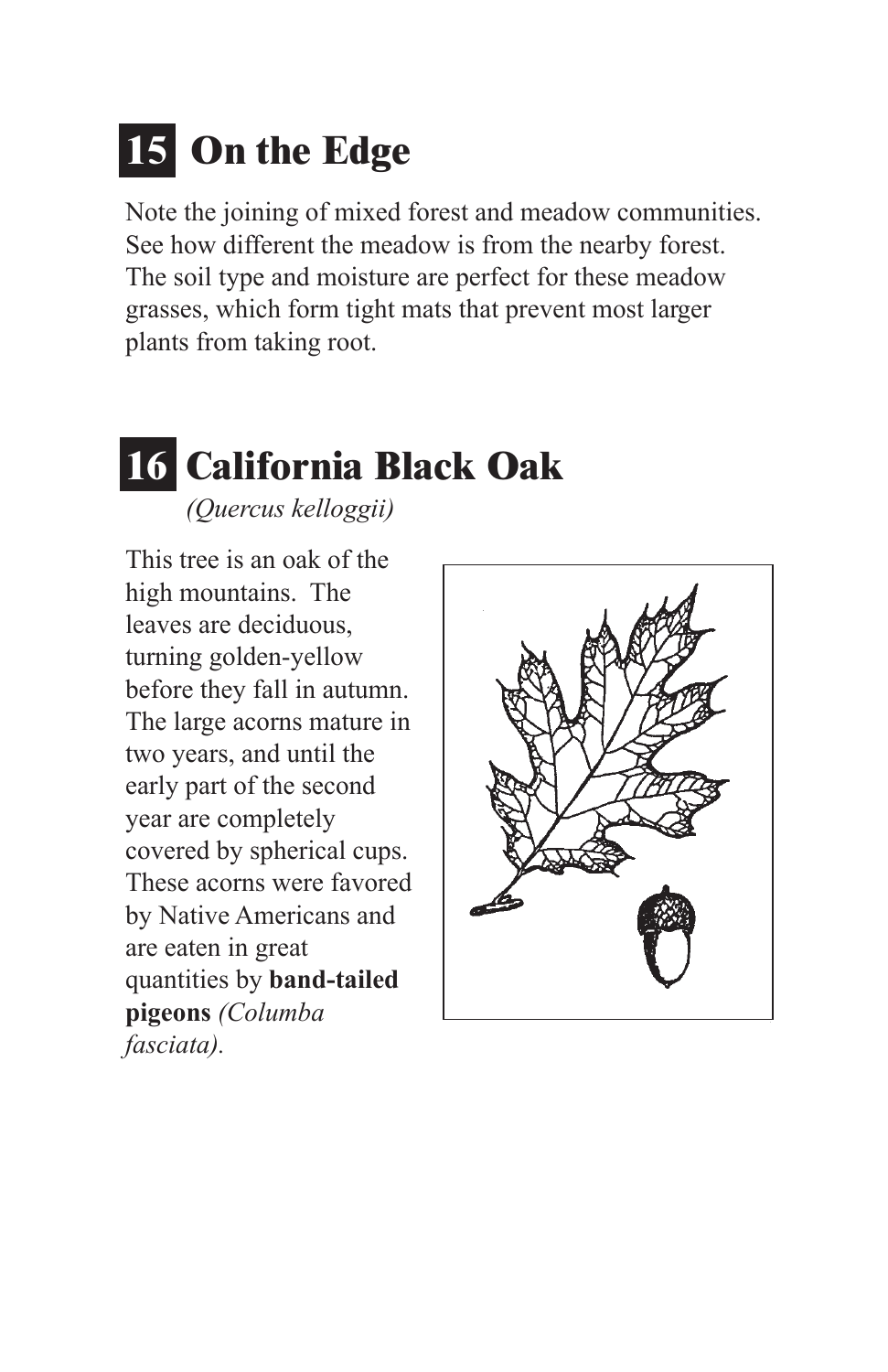## 15 On the Edge

Note the joining of mixed forest and meadow communities. See how different the meadow is from the nearby forest. The soil type and moisture are perfect for these meadow grasses, which form tight mats that prevent most larger plants from taking root.

## 16 California Black Oak

*(Quercus kelloggii)*

This tree is an oak of the high mountains. The leaves are deciduous, turning golden-yellow before they fall in autumn. The large acorns mature in two years, and until the early part of the second year are completely covered by spherical cups. These acorns were favored by Native Americans and are eaten in great quantities by **band-tailed pigeons** *(Columba fasciata)*.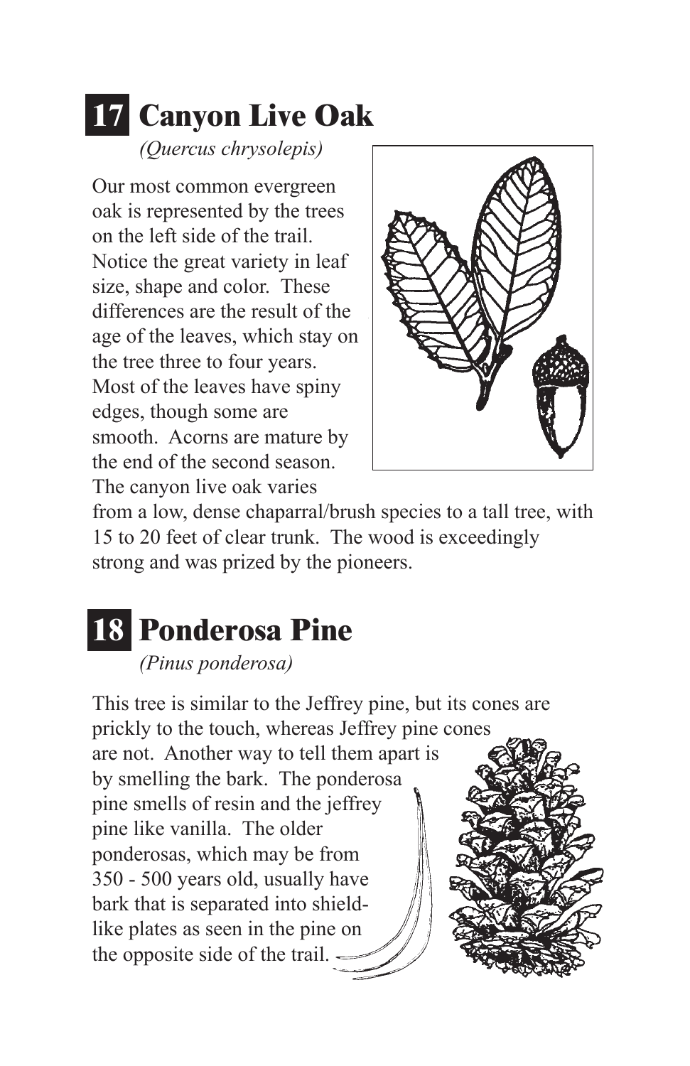## 17 Canyon Live Oak

*(Quercus chrysolepis)*

Our most common evergreen oak is represented by the trees on the left side of the trail. Notice the great variety in leaf size, shape and color. These differences are the result of the age of the leaves, which stay on the tree three to four years. Most of the leaves have spiny edges, though some are smooth. Acorns are mature by the end of the second season. The canyon live oak varies from a low, dense chaparral/brush species to a tall tree, with 15 to 20 feet of clear trunk. The wood is exceedingly strong and was prized by the pioneers.

## 18 Ponderosa Pine

*(Pinus ponderosa)*

This tree is similar to the Jeffrey pine, but its cones are prickly to the touch, whereas Jeffrey pine cones are not. Another way to tell them apart is by smelling the bark. The ponderosa pine smells of resin and the jeffrey pine like vanilla. The older ponderosas, which may be from 350 - 500 years old, usually have bark that is separated into shield-like plates as seen in the pine on the opposite side of the trail.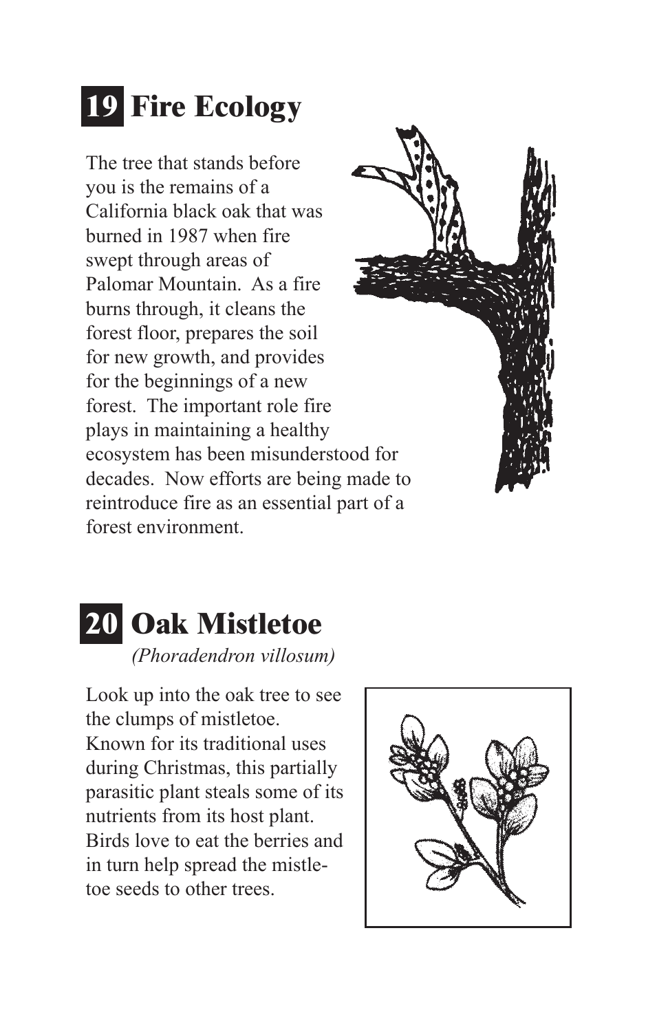## 19 Fire Ecology

The tree that stands before you is the remains of a California black oak that was burned in 1987 when fire swept through areas of Palomar Mountain. As a fire burns through, it cleans the forest floor, prepares the soil for new growth, and provides for the beginnings of a new forest. The important role fire plays in maintaining a healthy ecosystem has been misunderstood for decades. Now efforts are being made to reintroduce fire as an essential part of a forest environment.

## 20 Oak Mistletoe

*(Phoradendron villosum)*

Look up into the oak tree to see the clumps of mistletoe. Known for its traditional uses during Christmas, this partially parasitic plant steals some of its nutrients from its host plant. Birds love to eat the berries and in turn help spread the mistletoe seeds to other trees.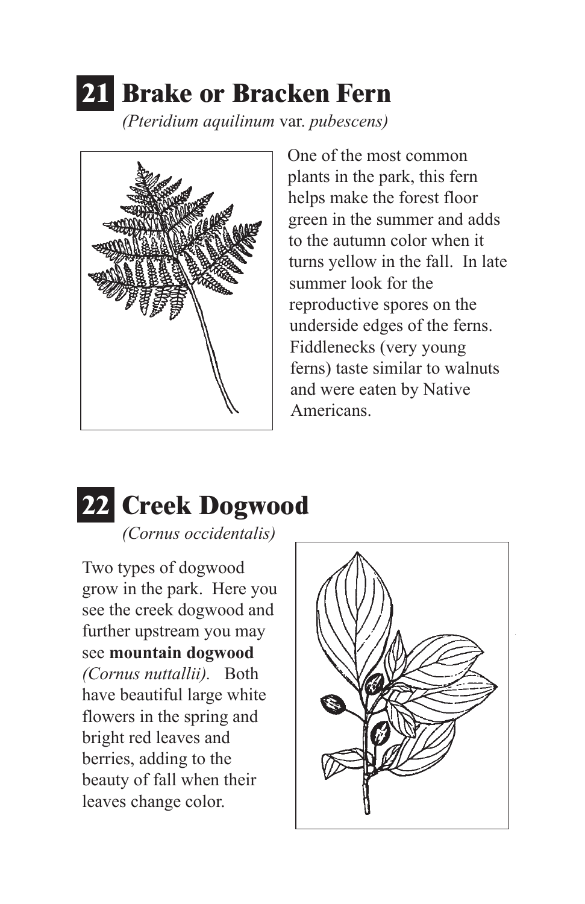## 21 Brake or Bracken Fern

*(Pteridium aquilinum* var. *pubescens)*

One of the most common plants in the park, this fern helps make the forest floor green in the summer and adds to the autumn color when it turns yellow in the fall. In late summer look for the reproductive spores on the underside edges of the ferns. Fiddlenecks (very young ferns) taste similar to walnuts and were eaten by Native Americans.

## 22 Creek Dogwood

*(Cornus occidentalis)*

Two types of dogwood grow in the park. Here you see the creek dogwood and further upstream you may see **mountain dogwood** *(Cornus nuttallii).* Both have beautiful large white flowers in the spring and bright red leaves and berries, adding to the beauty of fall when their leaves change color.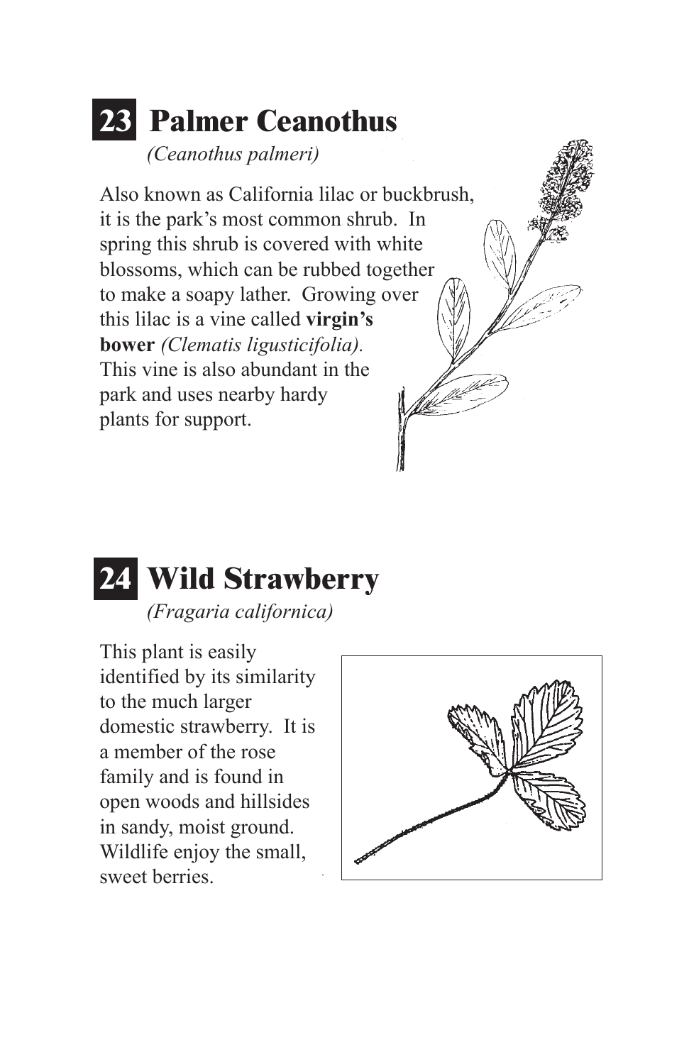## 23 Palmer Ceanothus

*(Ceanothus palmeri)*

Also known as California lilac or buckbrush, it is the park's most common shrub. In spring this shrub is covered with white blossoms, which can be rubbed together to make a soapy lather. Growing over this lilac is a vine called **virgin's bower** *(Clematis ligusticifolia).* This vine is also abundant in the park and uses nearby hardy plants for support.

## 24 Wild Strawberry

*(Fragaria californica)*

This plant is easily identified by its similarity to the much larger domestic strawberry. It is a member of the rose family and is found in open woods and hillsides in sandy, moist ground. Wildlife enjoy the small, sweet berries.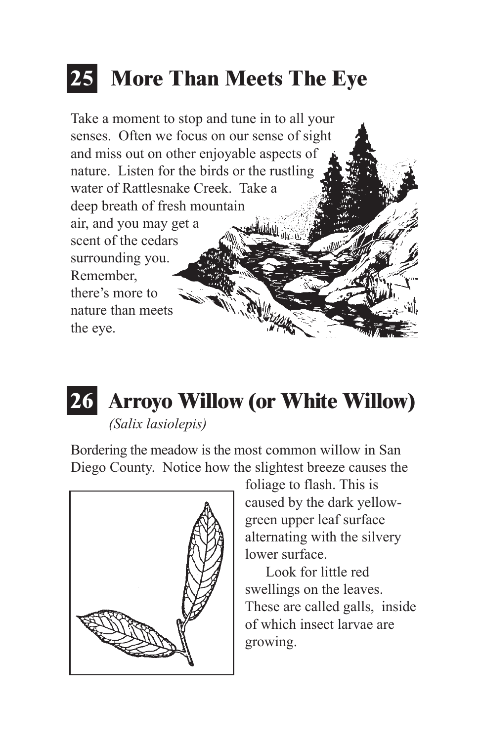## 25 More Than Meets The Eye

Take a moment to stop and tune in to all your senses. Often we focus on our sense of sight and miss out on other enjoyable aspects of nature. Listen for the birds or the rustling water of Rattlesnake Creek. Take a deep breath of fresh mountain air, and you may get a scent of the cedars surrounding you. Remember, there's more to nature than meets the eye.

## 26 Arroyo Willow (or White Willow)

*(Salix lasiolepis)*

Bordering the meadow is the most common willow in San Diego County. Notice how the slightest breeze causes the foliage to flash. This is caused by the dark yellow-green upper leaf surface alternating with the silvery lower surface.

Look for little red swellings on the leaves. These are called galls, inside of which insect larvae are growing.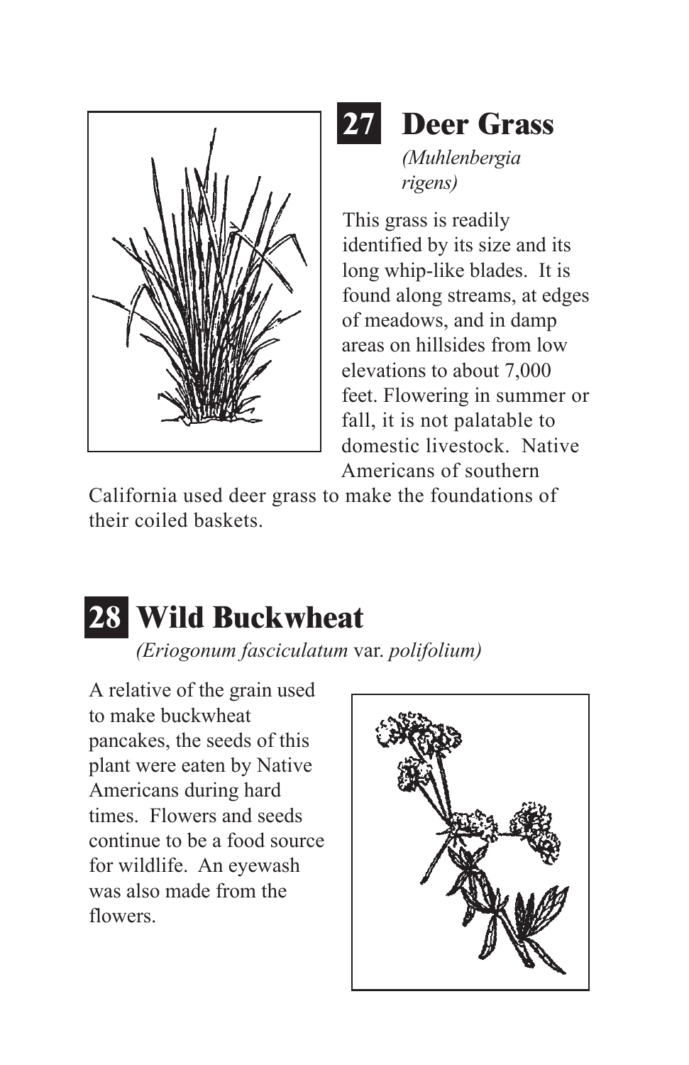## 27 Deer Grass

*(Muhlenbergia rigens)*

This grass is readily identified by its size and its long whip-like blades. It is found along streams, at edges of meadows, and in damp areas on hillsides from low elevations to about 7,000 feet. Flowering in summer or fall, it is not palatable to domestic livestock. Native Americans of southern California used deer grass to make the foundations of their coiled baskets.

## 28 Wild Buckwheat

*(Eriogonum fasciculatum* var. *polifolium)*

A relative of the grain used to make buckwheat pancakes, the seeds of this plant were eaten by Native Americans during hard times. Flowers and seeds continue to be a food source for wildlife. An eyewash was also made from the flowers.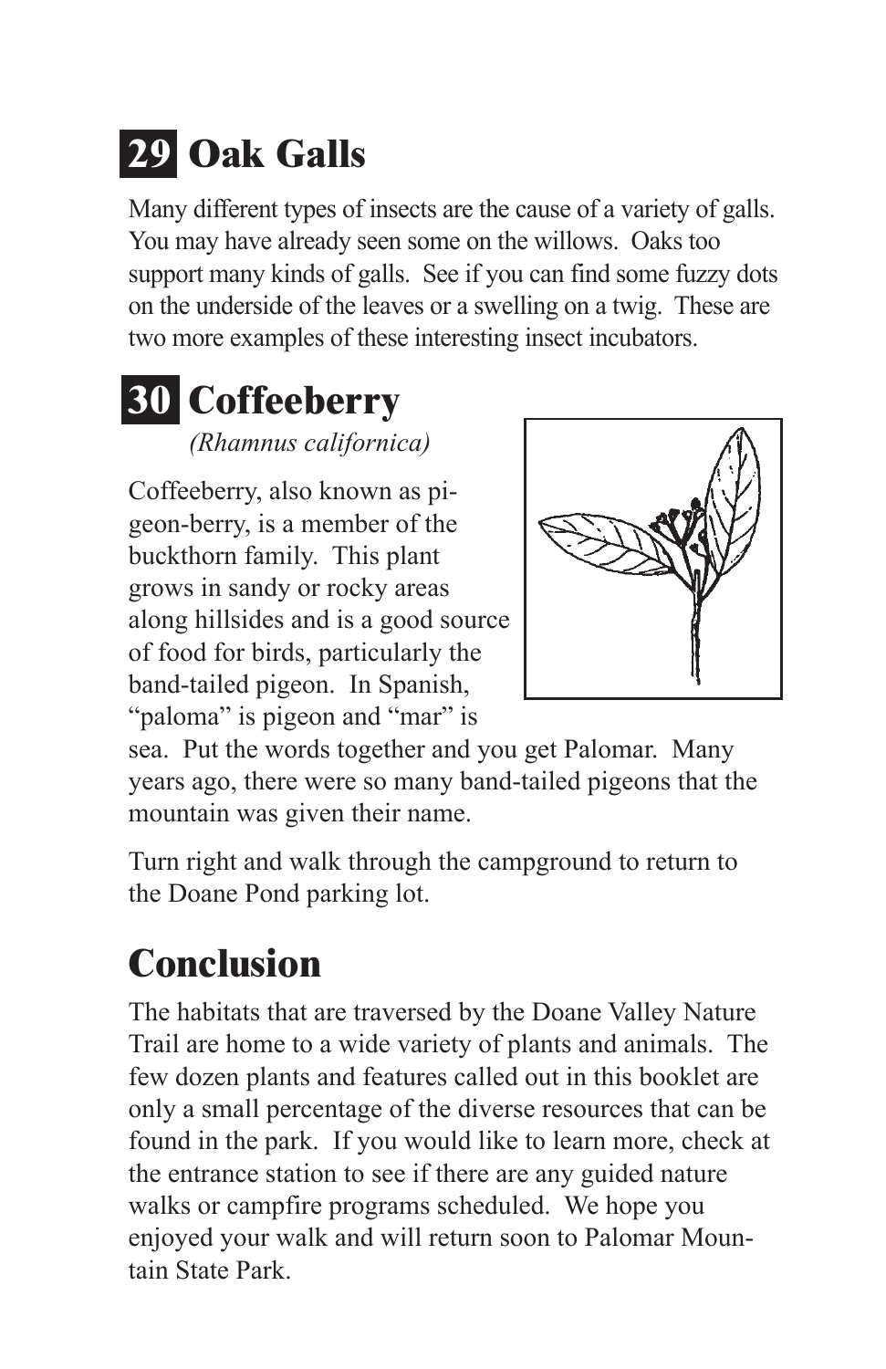## 29 Oak Galls

Many different types of insects are the cause of a variety of galls. You may have already seen some on the willows. Oaks too support many kinds of galls. See if you can find some fuzzy dots on the underside of the leaves or a swelling on a twig. These are two more examples of these interesting insect incubators.

## 30 Coffeeberry

*(Rhamnus californica)*

Coffeeberry, also known as pigeon-berry, is a member of the buckthorn family. This plant grows in sandy or rocky areas along hillsides and is a good source of food for birds, particularly the band-tailed pigeon. In Spanish, "paloma" is pigeon and "mar" is sea. Put the words together and you get Palomar. Many years ago, there were so many band-tailed pigeons that the mountain was given their name.

Turn right and walk through the campground to return to the Doane Pond parking lot.

# Conclusion

The habitats that are traversed by the Doane Valley Nature Trail are home to a wide variety of plants and animals. The few dozen plants and features called out in this booklet are only a small percentage of the diverse resources that can be found in the park. If you would like to learn more, check at the entrance station to see if there are any guided nature walks or campfire programs scheduled. We hope you enjoyed your walk and will return soon to Palomar Mountain State Park.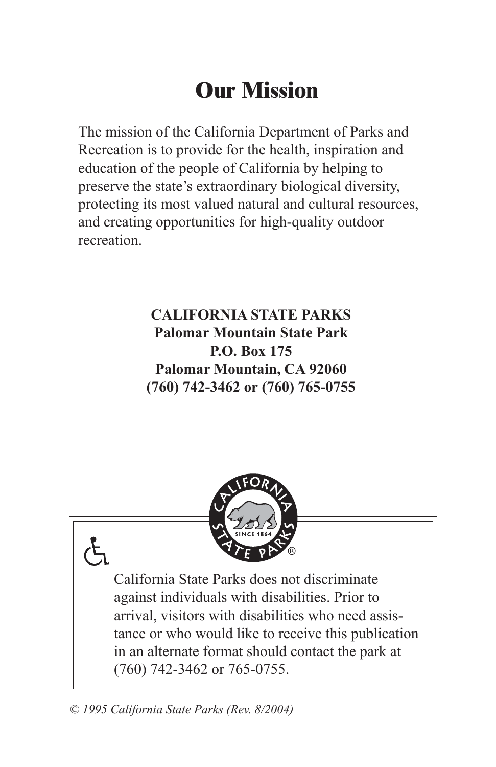# Our Mission

The mission of the California Department of Parks and Recreation is to provide for the health, inspiration and education of the people of California by helping to preserve the state's extraordinary biological diversity, protecting its most valued natural and cultural resources, and creating opportunities for high-quality outdoor recreation.

**CALIFORNIA STATE PARKS**
**Palomar Mountain State Park**
**P.O. Box 175**
**Palomar Mountain, CA 92060**
**(760) 742-3462 or (760) 765-0755**

California State Parks does not discriminate against individuals with disabilities. Prior to arrival, visitors with disabilities who need assistance or who would like to receive this publication in an alternate format should contact the park at (760) 742-3462 or 765-0755.

*© 1995 California State Parks (Rev. 8/2004)*